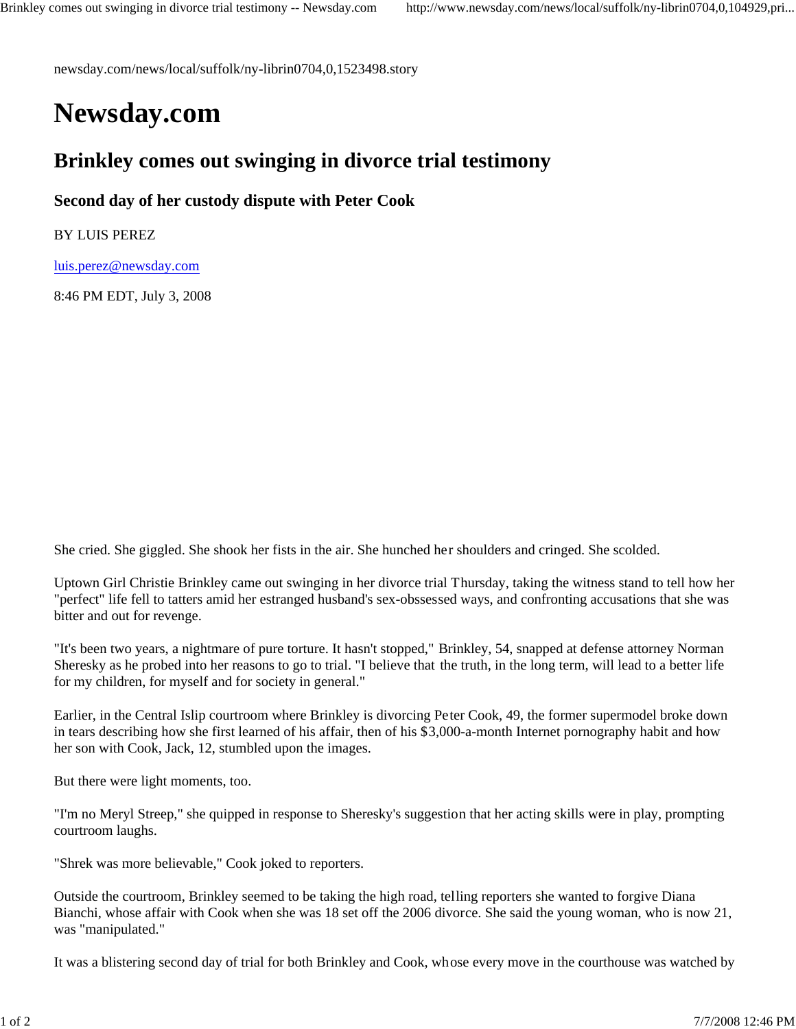newsday.com/news/local/suffolk/ny-librin0704,0,1523498.story

# Newsday.com

## Brinkley comes out swinging in divorce trial testimony

### Second day of her custody dispute with Peter Cook

BY LUIS PEREZ

luis.perez@newsday.com

8:46 PM EDT, July 3, 2008

She cried. She giggled. She shook her fists in the air. She hunched her shoulders and cringed. She scolded.

Uptown Girl Christie Brinkley came out swinging in her divorce trial Thursday, taking the witness stand to tell how her "perfect" life fell to tatters amid her estranged husband's sex-obssessed ways, and confronting accusations that she was bitter and out for revenge.

"It's been two years, a nightmare of pure torture. It hasn't stopped," Brinkley, 54, snapped at defense attorney Norman Sheresky as he probed into her reasons to go to trial. "I believe that the truth, in the long term, will lead to a better life for my children, for myself and for society in general."

Earlier, in the Central Islip courtroom where Brinkley is divorcing Peter Cook, 49, the former supermodel broke down in tears describing how she first learned of his affair, then of his $3,000-a-month Internet pornography habit and how her son with Cook, Jack, 12, stumbled upon the images.

But there were light moments, too.

"I'm no Meryl Streep," she quipped in response to Sheresky's suggestion that her acting skills were in play, prompting courtroom laughs.

"Shrek was more believable," Cook joked to reporters.

Outside the courtroom, Brinkley seemed to be taking the high road, telling reporters she wanted to forgive Diana Bianchi, whose affair with Cook when she was 18 set off the 2006 divorce. She said the young woman, who is now 21, was "manipulated."

It was a blistering second day of trial for both Brinkley and Cook, whose every move in the courthouse was watched by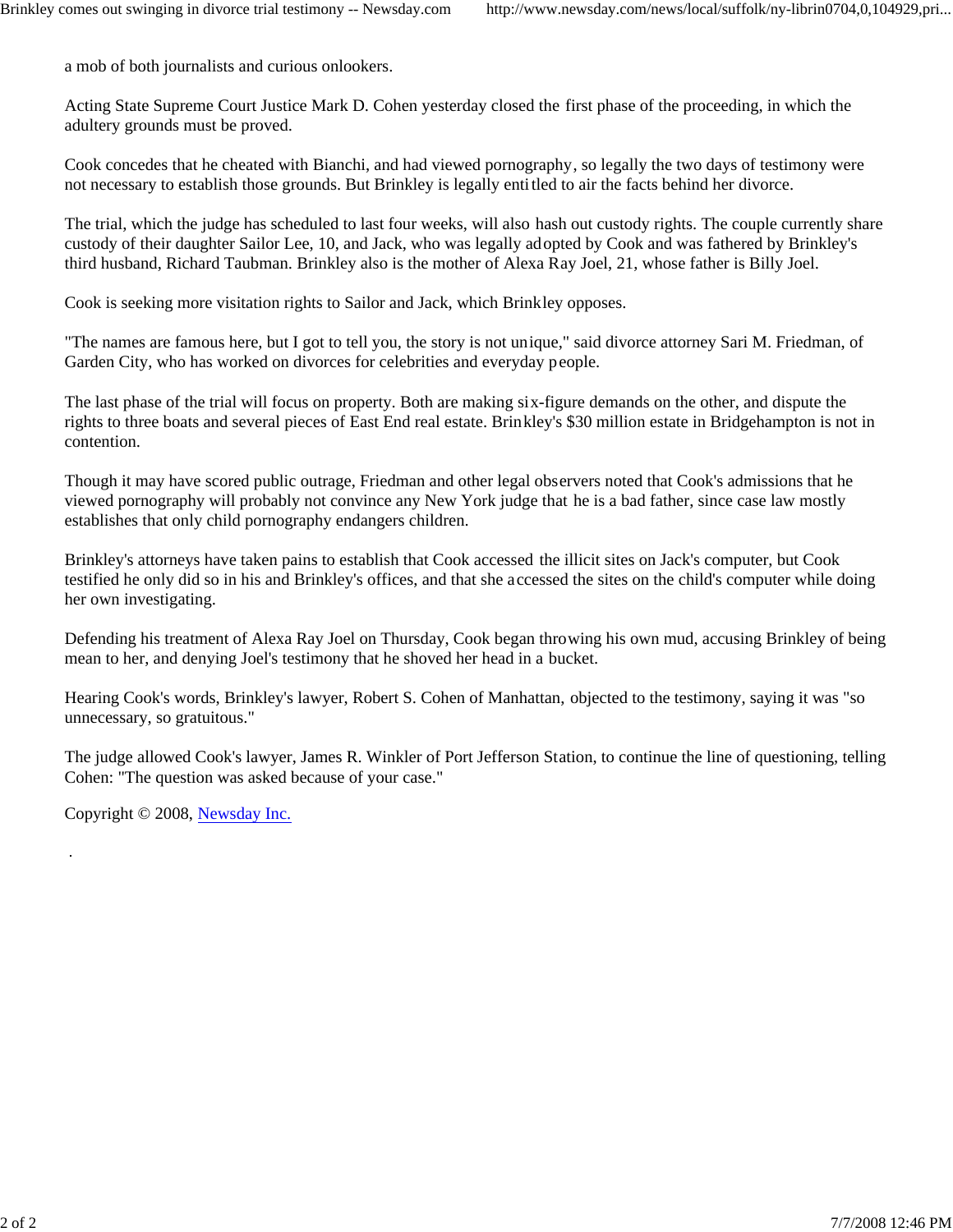a mob of both journalists and curious onlookers.

Acting State Supreme Court Justice Mark D. Cohen yesterday closed the first phase of the proceeding, in which the adultery grounds must be proved.

Cook concedes that he cheated with Bianchi, and had viewed pornography, so legally the two days of testimony were not necessary to establish those grounds. But Brinkley is legally entitled to air the facts behind her divorce.

The trial, which the judge has scheduled to last four weeks, will also hash out custody rights. The couple currently share custody of their daughter Sailor Lee, 10, and Jack, who was legally adopted by Cook and was fathered by Brinkley's third husband, Richard Taubman. Brinkley also is the mother of Alexa Ray Joel, 21, whose father is Billy Joel.

Cook is seeking more visitation rights to Sailor and Jack, which Brinkley opposes.

"The names are famous here, but I got to tell you, the story is not unique," said divorce attorney Sari M. Friedman, of Garden City, who has worked on divorces for celebrities and everyday people.

The last phase of the trial will focus on property. Both are making six-figure demands on the other, and dispute the rights to three boats and several pieces of East End real estate. Brinkley's $30 million estate in Bridgehampton is not in contention.

Though it may have scored public outrage, Friedman and other legal observers noted that Cook's admissions that he viewed pornography will probably not convince any New York judge that he is a bad father, since case law mostly establishes that only child pornography endangers children.

Brinkley's attorneys have taken pains to establish that Cook accessed the illicit sites on Jack's computer, but Cook testified he only did so in his and Brinkley's offices, and that she accessed the sites on the child's computer while doing her own investigating.

Defending his treatment of Alexa Ray Joel on Thursday, Cook began throwing his own mud, accusing Brinkley of being mean to her, and denying Joel's testimony that he shoved her head in a bucket.

Hearing Cook's words, Brinkley's lawyer, Robert S. Cohen of Manhattan, objected to the testimony, saying it was "so unnecessary, so gratuitous."

The judge allowed Cook's lawyer, James R. Winkler of Port Jefferson Station, to continue the line of questioning, telling Cohen: "The question was asked because of your case."

Copyright © 2008, Newsday Inc.